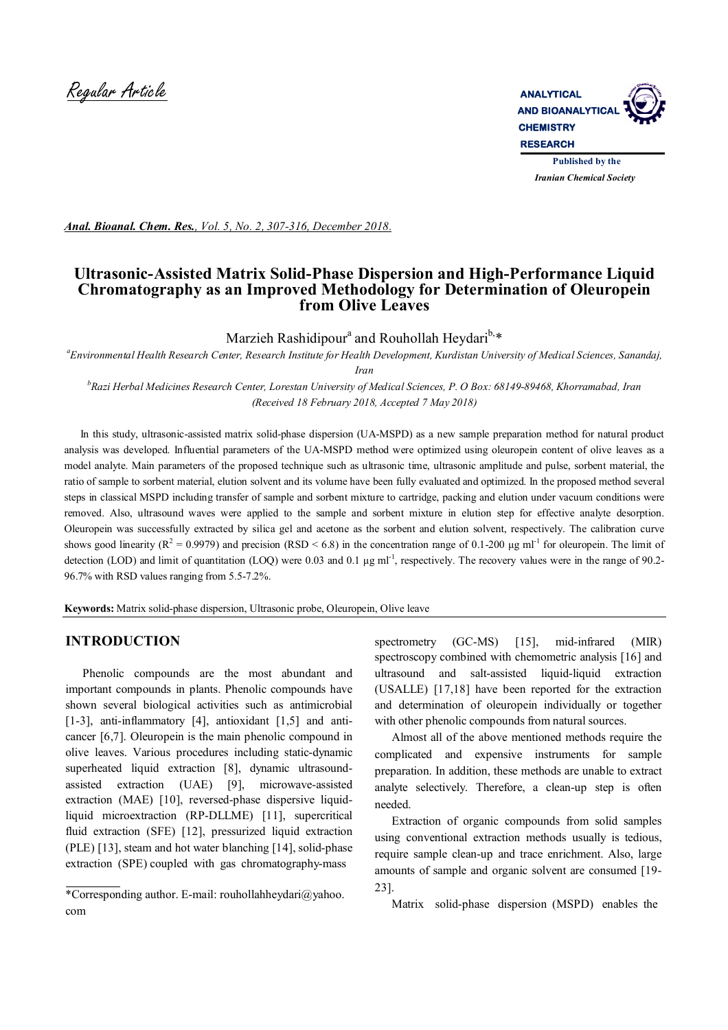Regular Article

ANALYTICAL AND BIOANALYTICAL CHEMISTRY RESEARCH

Published by the Iranian Chemical Society

*Anal. Bioanal. Chem. Res., Vol. 5, No. 2, 307-316, December 2018.*

# Ultrasonic-Assisted Matrix Solid-Phase Dispersion and High-Performance Liquid Chromatography as an Improved Methodology for Determination of Oleuropein from Olive Leaves

Marzieh Rashidipour[a] and Rouhollah Heydari[b,*]

[a]*Environmental Health Research Center, Research Institute for Health Development, Kurdistan University of Medical Sciences, Sanandaj, Iran*

[b]*Razi Herbal Medicines Research Center, Lorestan University of Medical Sciences, P. O Box: 68149-89468, Khorramabad, Iran*

*(Received 18 February 2018, Accepted 7 May 2018)*

In this study, ultrasonic-assisted matrix solid-phase dispersion (UA-MSPD) as a new sample preparation method for natural product analysis was developed. Influential parameters of the UA-MSPD method were optimized using oleuropein content of olive leaves as a model analyte. Main parameters of the proposed technique such as ultrasonic time, ultrasonic amplitude and pulse, sorbent material, the ratio of sample to sorbent material, elution solvent and its volume have been fully evaluated and optimized. In the proposed method several steps in classical MSPD including transfer of sample and sorbent mixture to cartridge, packing and elution under vacuum conditions were removed. Also, ultrasound waves were applied to the sample and sorbent mixture in elution step for effective analyte desorption. Oleuropein was successfully extracted by silica gel and acetone as the sorbent and elution solvent, respectively. The calibration curve shows good linearity ($R^2$ = 0.9979) and precision (RSD < 6.8) in the concentration range of 0.1-200 μg ml$^{-1}$ for oleuropein. The limit of detection (LOD) and limit of quantitation (LOQ) were 0.03 and 0.1 μg ml$^{-1}$, respectively. The recovery values were in the range of 90.2-96.7% with RSD values ranging from 5.5-7.2%.

**Keywords:** Matrix solid-phase dispersion, Ultrasonic probe, Oleuropein, Olive leave

## INTRODUCTION

Phenolic compounds are the most abundant and important compounds in plants. Phenolic compounds have shown several biological activities such as antimicrobial [1-3], anti-inflammatory [4], antioxidant [1,5] and anti-cancer [6,7]. Oleuropein is the main phenolic compound in olive leaves. Various procedures including static-dynamic superheated liquid extraction [8], dynamic ultrasound-assisted extraction (UAE) [9], microwave-assisted extraction (MAE) [10], reversed-phase dispersive liquid-liquid microextraction (RP-DLLME) [11], supercritical fluid extraction (SFE) [12], pressurized liquid extraction (PLE) [13], steam and hot water blanching [14], solid-phase extraction (SPE) coupled with gas chromatography-mass spectrometry (GC-MS) [15], mid-infrared (MIR) spectroscopy combined with chemometric analysis [16] and ultrasound and salt-assisted liquid-liquid extraction (USALLE) [17,18] have been reported for the extraction and determination of oleuropein individually or together with other phenolic compounds from natural sources.

Almost all of the above mentioned methods require the complicated and expensive instruments for sample preparation. In addition, these methods are unable to extract analyte selectively. Therefore, a clean-up step is often needed.

Extraction of organic compounds from solid samples using conventional extraction methods usually is tedious, require sample clean-up and trace enrichment. Also, large amounts of sample and organic solvent are consumed [19-23].

Matrix solid-phase dispersion (MSPD) enables the

*Corresponding author. E-mail: rouhollahheydari@yahoo.com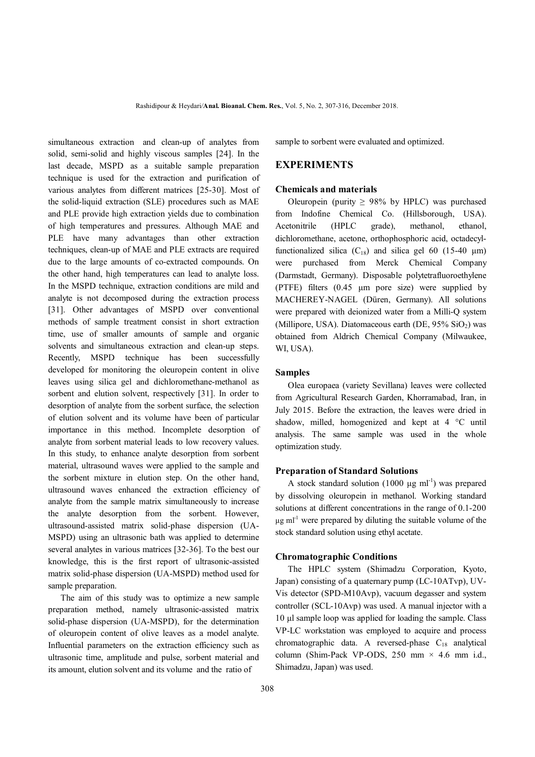simultaneous extraction and clean-up of analytes from solid, semi-solid and highly viscous samples [24]. In the last decade, MSPD as a suitable sample preparation technique is used for the extraction and purification of various analytes from different matrices [25-30]. Most of the solid-liquid extraction (SLE) procedures such as MAE and PLE provide high extraction yields due to combination of high temperatures and pressures. Although MAE and PLE have many advantages than other extraction techniques, clean-up of MAE and PLE extracts are required due to the large amounts of co-extracted compounds. On the other hand, high temperatures can lead to analyte loss. In the MSPD technique, extraction conditions are mild and analyte is not decomposed during the extraction process [31]. Other advantages of MSPD over conventional methods of sample treatment consist in short extraction time, use of smaller amounts of sample and organic solvents and simultaneous extraction and clean-up steps. Recently, MSPD technique has been successfully developed for monitoring the oleuropein content in olive leaves using silica gel and dichloromethane-methanol as sorbent and elution solvent, respectively [31]. In order to desorption of analyte from the sorbent surface, the selection of elution solvent and its volume have been of particular importance in this method. Incomplete desorption of analyte from sorbent material leads to low recovery values. In this study, to enhance analyte desorption from sorbent material, ultrasound waves were applied to the sample and the sorbent mixture in elution step. On the other hand, ultrasound waves enhanced the extraction efficiency of analyte from the sample matrix simultaneously to increase the analyte desorption from the sorbent. However, ultrasound-assisted matrix solid-phase dispersion (UA-MSPD) using an ultrasonic bath was applied to determine several analytes in various matrices [32-36]. To the best our knowledge, this is the first report of ultrasonic-assisted matrix solid-phase dispersion (UA-MSPD) method used for sample preparation.

The aim of this study was to optimize a new sample preparation method, namely ultrasonic-assisted matrix solid-phase dispersion (UA-MSPD), for the determination of oleuropein content of olive leaves as a model analyte. Influential parameters on the extraction efficiency such as ultrasonic time, amplitude and pulse, sorbent material and its amount, elution solvent and its volume and the ratio of sample to sorbent were evaluated and optimized.

## EXPERIMENTS

### Chemicals and materials

Oleuropein (purity ≥ 98% by HPLC) was purchased from Indofine Chemical Co. (Hillsborough, USA). Acetonitrile (HPLC grade), methanol, ethanol, dichloromethane, acetone, orthophosphoric acid, octadecyl-functionalized silica ($C_{18}$) and silica gel 60 (15-40 µm) were purchased from Merck Chemical Company (Darmstadt, Germany). Disposable polytetrafluoroethylene (PTFE) filters (0.45 µm pore size) were supplied by MACHEREY-NAGEL (Düren, Germany). All solutions were prepared with deionized water from a Milli-Q system (Millipore, USA). Diatomaceous earth (DE, 95% $SiO_2$) was obtained from Aldrich Chemical Company (Milwaukee, WI, USA).

### Samples

Olea europaea (variety Sevillana) leaves were collected from Agricultural Research Garden, Khorramabad, Iran, in July 2015. Before the extraction, the leaves were dried in shadow, milled, homogenized and kept at 4 °C until analysis. The same sample was used in the whole optimization study.

### Preparation of Standard Solutions

A stock standard solution (1000 µg $ml^{-1}$) was prepared by dissolving oleuropein in methanol. Working standard solutions at different concentrations in the range of 0.1-200 µg $ml^{-1}$ were prepared by diluting the suitable volume of the stock standard solution using ethyl acetate.

### Chromatographic Conditions

The HPLC system (Shimadzu Corporation, Kyoto, Japan) consisting of a quaternary pump (LC-10ATvp), UV-Vis detector (SPD-M10Avp), vacuum degasser and system controller (SCL-10Avp) was used. A manual injector with a 10 µl sample loop was applied for loading the sample. Class VP-LC workstation was employed to acquire and process chromatographic data. A reversed-phase $C_{18}$ analytical column (Shim-Pack VP-ODS, 250 mm × 4.6 mm i.d., Shimadzu, Japan) was used.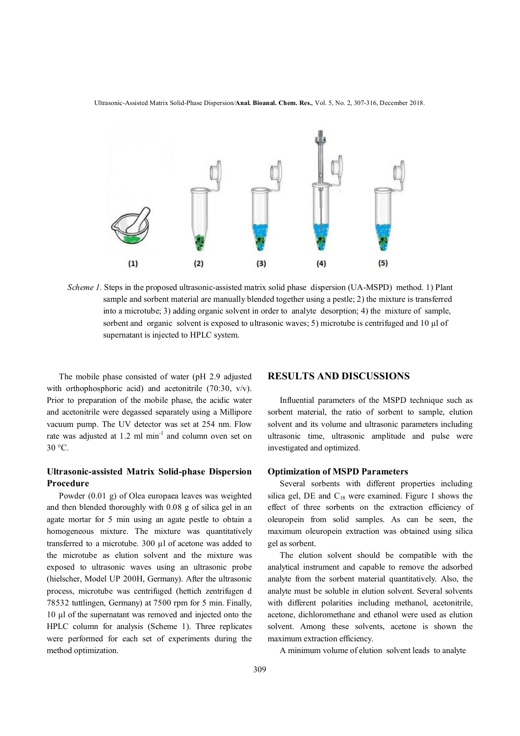*Scheme 1.* Steps in the proposed ultrasonic-assisted matrix solid phase dispersion (UA-MSPD) method. 1) Plant sample and sorbent material are manually blended together using a pestle; 2) the mixture is transferred into a microtube; 3) adding organic solvent in order to analyte desorption; 4) the mixture of sample, sorbent and organic solvent is exposed to ultrasonic waves; 5) microtube is centrifuged and 10 µl of supernatant is injected to HPLC system.

The mobile phase consisted of water (pH 2.9 adjusted with orthophosphoric acid) and acetonitrile (70:30, v/v). Prior to preparation of the mobile phase, the acidic water and acetonitrile were degassed separately using a Millipore vacuum pump. The UV detector was set at 254 nm. Flow rate was adjusted at 1.2 ml min$^{-1}$ and column oven set on 30 °C.

### Ultrasonic-assisted Matrix Solid-phase Dispersion Procedure

Powder (0.01 g) of Olea europaea leaves was weighted and then blended thoroughly with 0.08 g of silica gel in an agate mortar for 5 min using an agate pestle to obtain a homogeneous mixture. The mixture was quantitatively transferred to a microtube. 300 µl of acetone was added to the microtube as elution solvent and the mixture was exposed to ultrasonic waves using an ultrasonic probe (hielscher, Model UP 200H, Germany). After the ultrasonic process, microtube was centrifuged (hettich zentrifugen d 78532 tuttlingen, Germany) at 7500 rpm for 5 min. Finally, 10 µl of the supernatant was removed and injected onto the HPLC column for analysis (Scheme 1). Three replicates were performed for each set of experiments during the method optimization.

## RESULTS AND DISCUSSIONS

Influential parameters of the MSPD technique such as sorbent material, the ratio of sorbent to sample, elution solvent and its volume and ultrasonic parameters including ultrasonic time, ultrasonic amplitude and pulse were investigated and optimized.

### Optimization of MSPD Parameters

Several sorbents with different properties including silica gel, DE and $C_{18}$ were examined. Figure 1 shows the effect of three sorbents on the extraction efficiency of oleuropein from solid samples. As can be seen, the maximum oleuropein extraction was obtained using silica gel as sorbent.

The elution solvent should be compatible with the analytical instrument and capable to remove the adsorbed analyte from the sorbent material quantitatively. Also, the analyte must be soluble in elution solvent. Several solvents with different polarities including methanol, acetonitrile, acetone, dichloromethane and ethanol were used as elution solvent. Among these solvents, acetone is shown the maximum extraction efficiency.

A minimum volume of elution solvent leads to analyte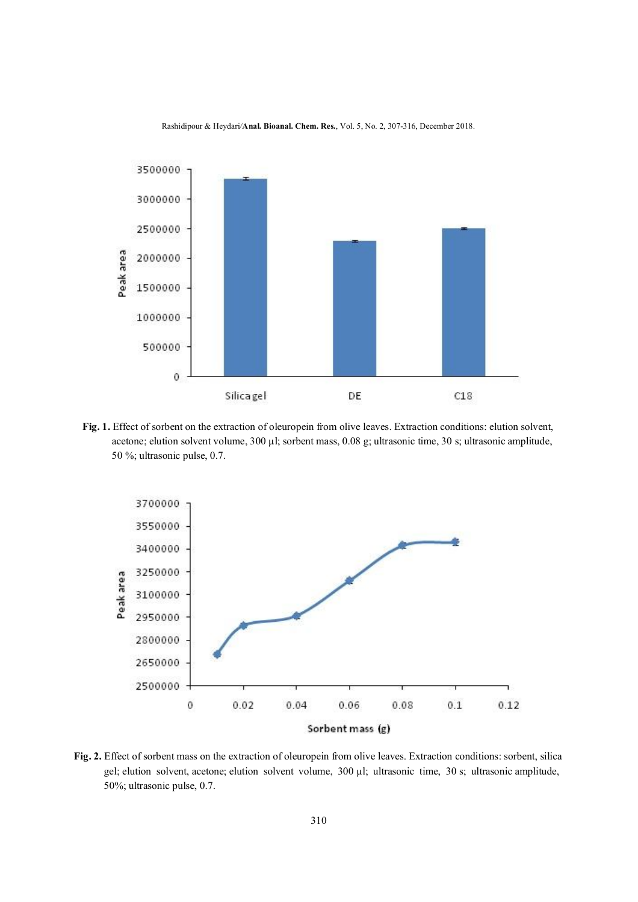Fig. 1. Effect of sorbent on the extraction of oleuropein from olive leaves. Extraction conditions: elution solvent, acetone; elution solvent volume, 300 µl; sorbent mass, 0.08 g; ultrasonic time, 30 s; ultrasonic amplitude, 50 %; ultrasonic pulse, 0.7.

Fig. 2. Effect of sorbent mass on the extraction of oleuropein from olive leaves. Extraction conditions: sorbent, silica gel; elution solvent, acetone; elution solvent volume, 300 µl; ultrasonic time, 30 s; ultrasonic amplitude, 50%; ultrasonic pulse, 0.7.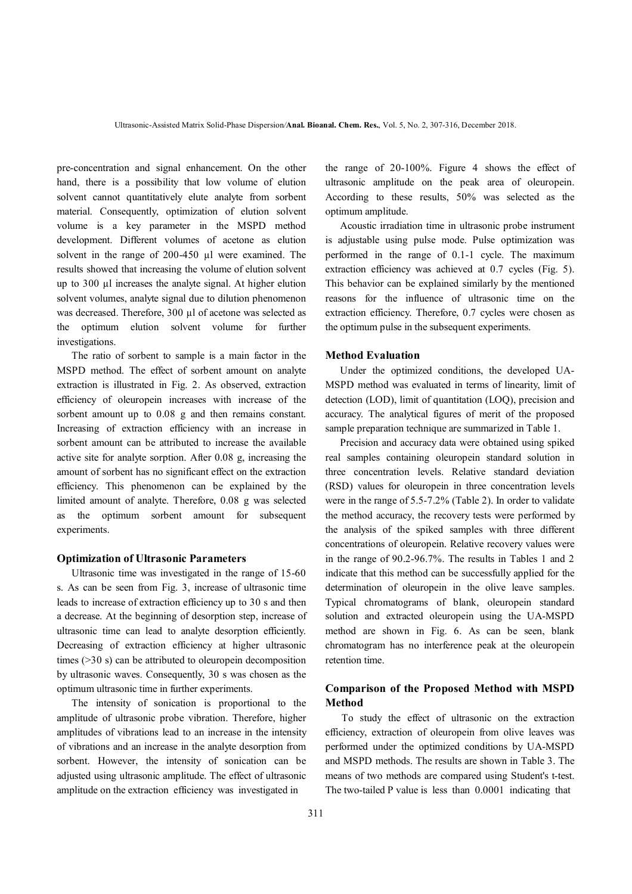pre-concentration and signal enhancement. On the other hand, there is a possibility that low volume of elution solvent cannot quantitatively elute analyte from sorbent material. Consequently, optimization of elution solvent volume is a key parameter in the MSPD method development. Different volumes of acetone as elution solvent in the range of 200-450 µl were examined. The results showed that increasing the volume of elution solvent up to 300 µl increases the analyte signal. At higher elution solvent volumes, analyte signal due to dilution phenomenon was decreased. Therefore, 300 µl of acetone was selected as the optimum elution solvent volume for further investigations.

The ratio of sorbent to sample is a main factor in the MSPD method. The effect of sorbent amount on analyte extraction is illustrated in Fig. 2. As observed, extraction efficiency of oleuropein increases with increase of the sorbent amount up to 0.08 g and then remains constant. Increasing of extraction efficiency with an increase in sorbent amount can be attributed to increase the available active site for analyte sorption. After 0.08 g, increasing the amount of sorbent has no significant effect on the extraction efficiency. This phenomenon can be explained by the limited amount of analyte. Therefore, 0.08 g was selected as the optimum sorbent amount for subsequent experiments.

### Optimization of Ultrasonic Parameters

Ultrasonic time was investigated in the range of 15-60 s. As can be seen from Fig. 3, increase of ultrasonic time leads to increase of extraction efficiency up to 30 s and then a decrease. At the beginning of desorption step, increase of ultrasonic time can lead to analyte desorption efficiently. Decreasing of extraction efficiency at higher ultrasonic times (>30 s) can be attributed to oleuropein decomposition by ultrasonic waves. Consequently, 30 s was chosen as the optimum ultrasonic time in further experiments.

The intensity of sonication is proportional to the amplitude of ultrasonic probe vibration. Therefore, higher amplitudes of vibrations lead to an increase in the intensity of vibrations and an increase in the analyte desorption from sorbent. However, the intensity of sonication can be adjusted using ultrasonic amplitude. The effect of ultrasonic amplitude on the extraction efficiency was investigated in the range of 20-100%. Figure 4 shows the effect of ultrasonic amplitude on the peak area of oleuropein. According to these results, 50% was selected as the optimum amplitude.

Acoustic irradiation time in ultrasonic probe instrument is adjustable using pulse mode. Pulse optimization was performed in the range of 0.1-1 cycle. The maximum extraction efficiency was achieved at 0.7 cycles (Fig. 5). This behavior can be explained similarly by the mentioned reasons for the influence of ultrasonic time on the extraction efficiency. Therefore, 0.7 cycles were chosen as the optimum pulse in the subsequent experiments.

### Method Evaluation

Under the optimized conditions, the developed UA-MSPD method was evaluated in terms of linearity, limit of detection (LOD), limit of quantitation (LOQ), precision and accuracy. The analytical figures of merit of the proposed sample preparation technique are summarized in Table 1.

Precision and accuracy data were obtained using spiked real samples containing oleuropein standard solution in three concentration levels. Relative standard deviation (RSD) values for oleuropein in three concentration levels were in the range of 5.5-7.2% (Table 2). In order to validate the method accuracy, the recovery tests were performed by the analysis of the spiked samples with three different concentrations of oleuropein. Relative recovery values were in the range of 90.2-96.7%. The results in Tables 1 and 2 indicate that this method can be successfully applied for the determination of oleuropein in the olive leave samples. Typical chromatograms of blank, oleuropein standard solution and extracted oleuropein using the UA-MSPD method are shown in Fig. 6. As can be seen, blank chromatogram has no interference peak at the oleuropein retention time.

### Comparison of the Proposed Method with MSPD Method

To study the effect of ultrasonic on the extraction efficiency, extraction of oleuropein from olive leaves was performed under the optimized conditions by UA-MSPD and MSPD methods. The results are shown in Table 3. The means of two methods are compared using Student's t-test. The two-tailed P value is less than 0.0001 indicating that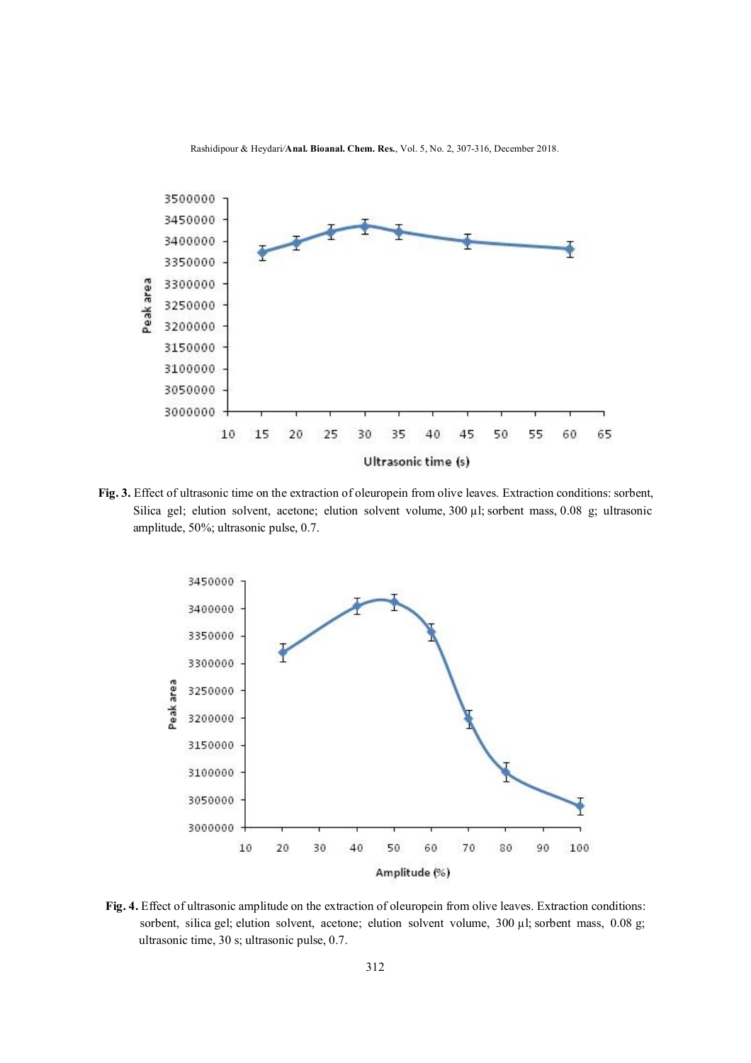**Fig. 3.** Effect of ultrasonic time on the extraction of oleuropein from olive leaves. Extraction conditions: sorbent, Silica gel; elution solvent, acetone; elution solvent volume, 300 µl; sorbent mass, 0.08 g; ultrasonic amplitude, 50%; ultrasonic pulse, 0.7.

**Fig. 4.** Effect of ultrasonic amplitude on the extraction of oleuropein from olive leaves. Extraction conditions: sorbent, silica gel; elution solvent, acetone; elution solvent volume, 300 µl; sorbent mass, 0.08 g; ultrasonic time, 30 s; ultrasonic pulse, 0.7.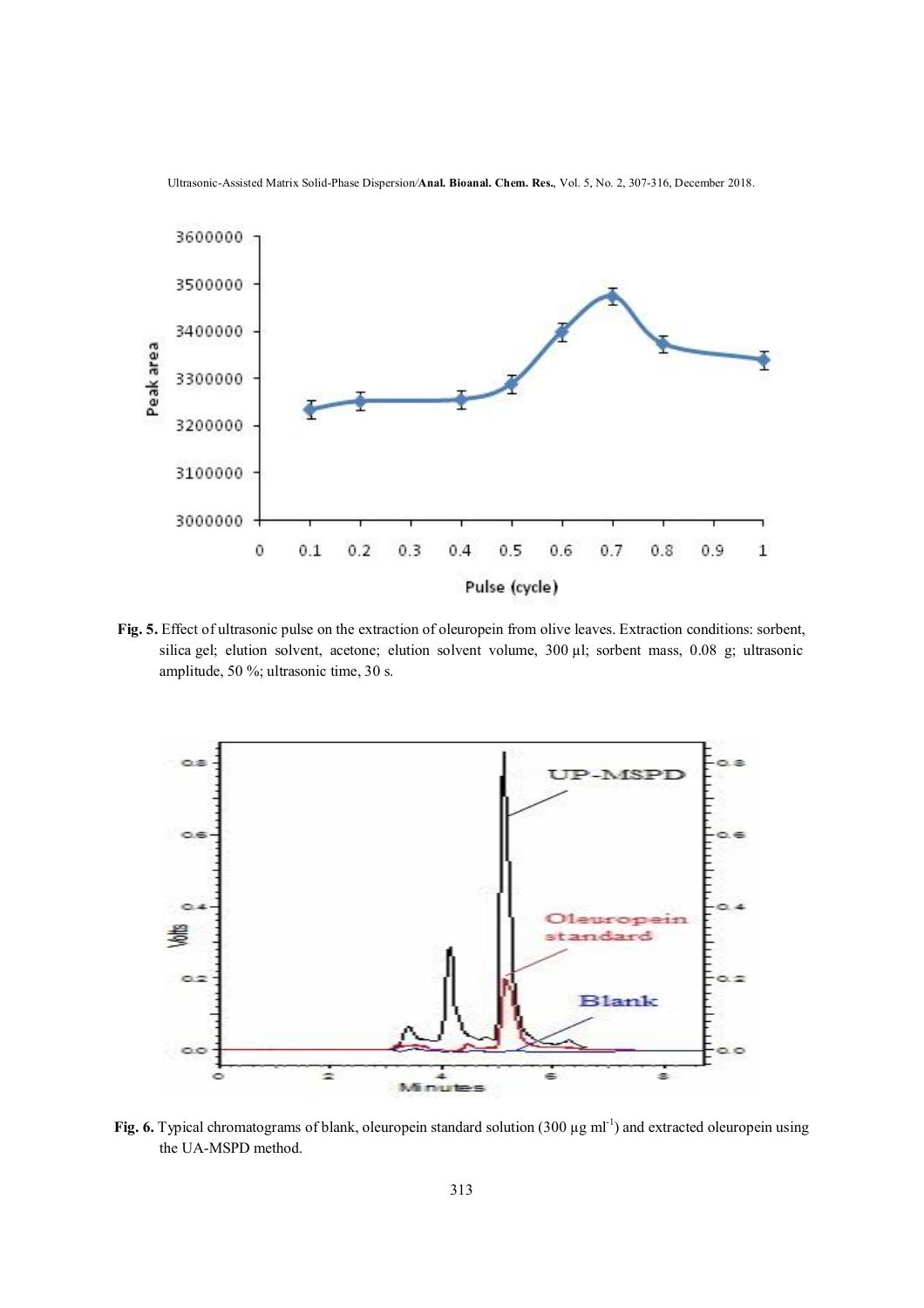**Fig. 5.** Effect of ultrasonic pulse on the extraction of oleuropein from olive leaves. Extraction conditions: sorbent, silica gel; elution solvent, acetone; elution solvent volume, 300 µl; sorbent mass, 0.08 g; ultrasonic amplitude, 50 %; ultrasonic time, 30 s.

**Fig. 6.** Typical chromatograms of blank, oleuropein standard solution (300 µg ml$^{-1}$) and extracted oleuropein using the UA-MSPD method.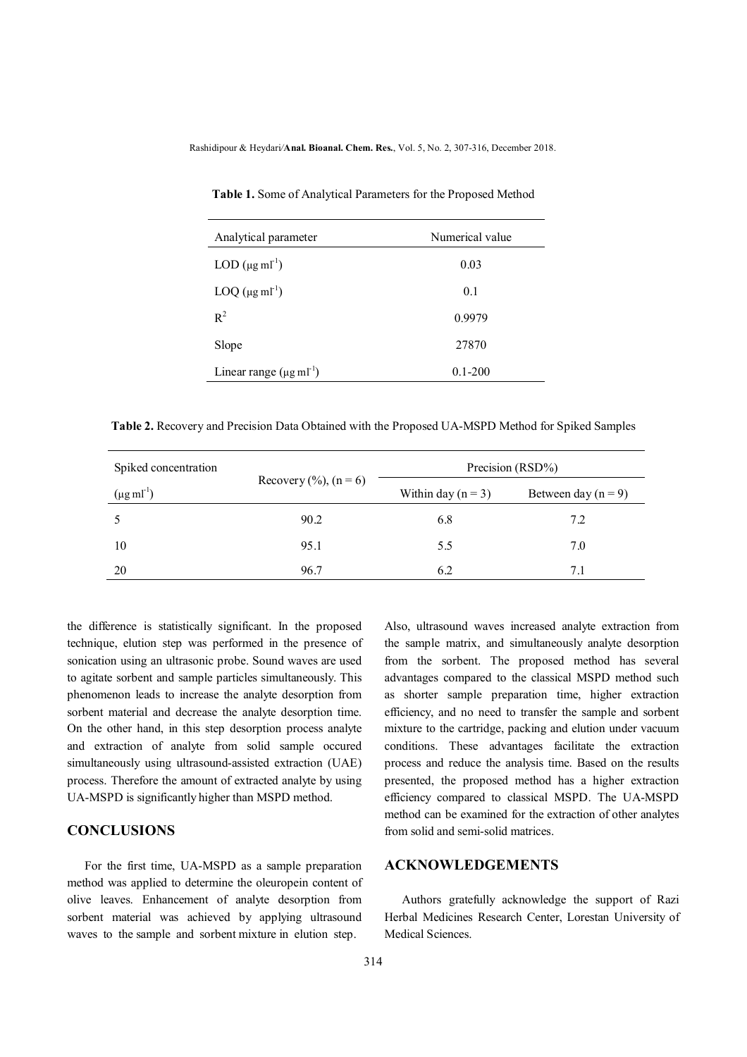**Table 1.** Some of Analytical Parameters for the Proposed Method

| Analytical parameter | Numerical value |
|---|---|
| LOD ($\mu g\ ml^{-1}$) | 0.03 |
| LOQ ($\mu g\ ml^{-1}$) | 0.1 |
| $R^2$ | 0.9979 |
| Slope | 27870 |
| Linear range ($\mu g\ ml^{-1}$) | 0.1-200 |

**Table 2.** Recovery and Precision Data Obtained with the Proposed UA-MSPD Method for Spiked Samples

| Spiked concentration ($\mu g\ ml^{-1}$) | Recovery (%), (n = 6) | Precision (RSD%) | |
|---|---|---|---|
| | | Within day (n = 3) | Between day (n = 9) |
| 5 | 90.2 | 6.8 | 7.2 |
| 10 | 95.1 | 5.5 | 7.0 |
| 20 | 96.7 | 6.2 | 7.1 |

the difference is statistically significant. In the proposed technique, elution step was performed in the presence of sonication using an ultrasonic probe. Sound waves are used to agitate sorbent and sample particles simultaneously. This phenomenon leads to increase the analyte desorption from sorbent material and decrease the analyte desorption time. On the other hand, in this step desorption process analyte and extraction of analyte from solid sample occured simultaneously using ultrasound-assisted extraction (UAE) process. Therefore the amount of extracted analyte by using UA-MSPD is significantly higher than MSPD method.

## CONCLUSIONS

For the first time, UA-MSPD as a sample preparation method was applied to determine the oleuropein content of olive leaves. Enhancement of analyte desorption from sorbent material was achieved by applying ultrasound waves to the sample and sorbent mixture in elution step. Also, ultrasound waves increased analyte extraction from the sample matrix, and simultaneously analyte desorption from the sorbent. The proposed method has several advantages compared to the classical MSPD method such as shorter sample preparation time, higher extraction efficiency, and no need to transfer the sample and sorbent mixture to the cartridge, packing and elution under vacuum conditions. These advantages facilitate the extraction process and reduce the analysis time. Based on the results presented, the proposed method has a higher extraction efficiency compared to classical MSPD. The UA-MSPD method can be examined for the extraction of other analytes from solid and semi-solid matrices.

## ACKNOWLEDGEMENTS

Authors gratefully acknowledge the support of Razi Herbal Medicines Research Center, Lorestan University of Medical Sciences.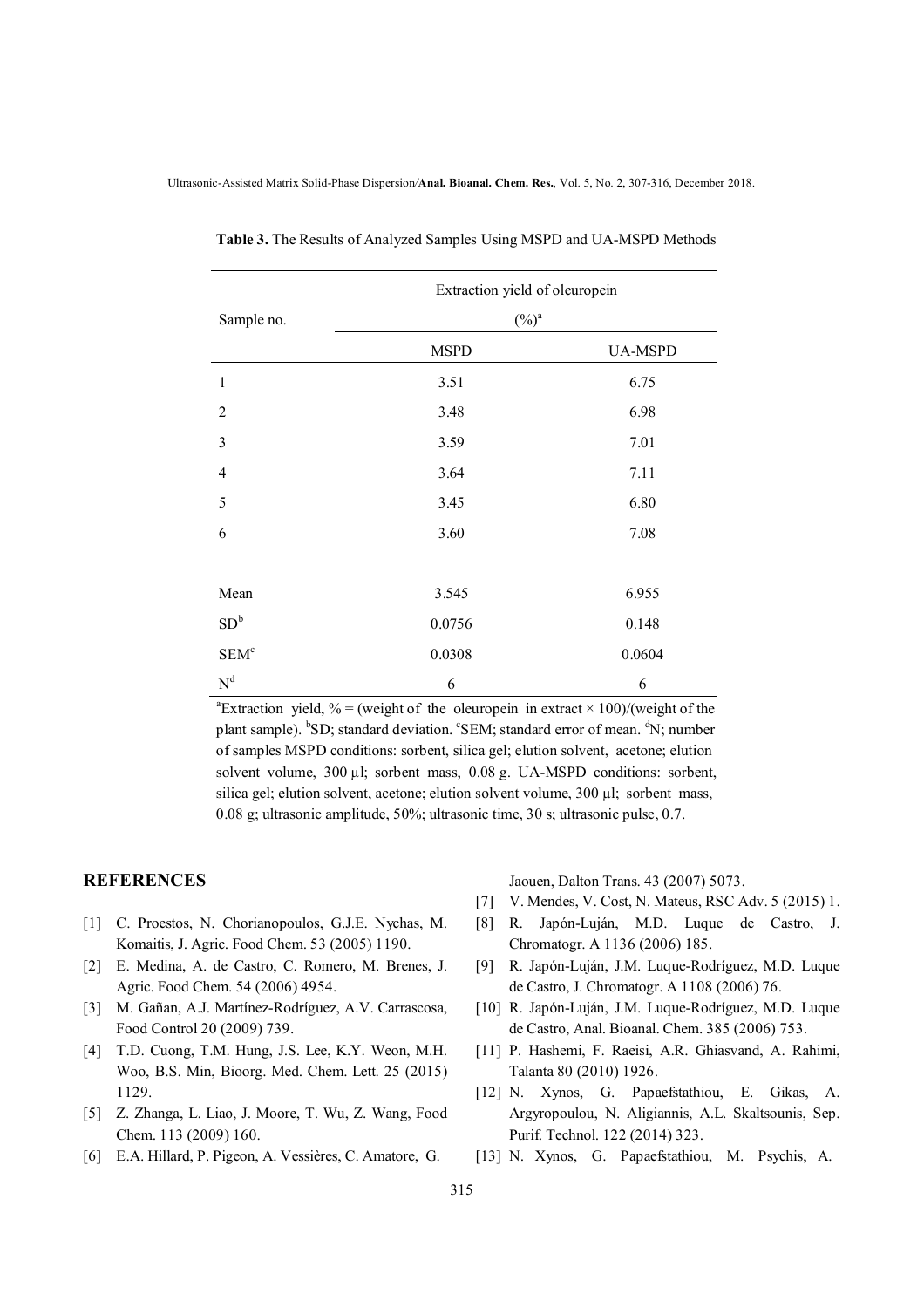**Table 3.** The Results of Analyzed Samples Using MSPD and UA-MSPD Methods

| Sample no. | Extraction yield of oleuropein (%)[a] | |
|---|---|---|
| | MSPD | UA-MSPD |
| 1 | 3.51 | 6.75 |
| 2 | 3.48 | 6.98 |
| 3 | 3.59 | 7.01 |
| 4 | 3.64 | 7.11 |
| 5 | 3.45 | 6.80 |
| 6 | 3.60 | 7.08 |
| Mean | 3.545 | 6.955 |
| SD[b] | 0.0756 | 0.148 |
| SEM[c] | 0.0308 | 0.0604 |
| N[d] | 6 | 6 |

[a]Extraction yield, % = (weight of the oleuropein in extract × 100)/(weight of the plant sample). [b]SD; standard deviation. [c]SEM; standard error of mean. [d]N; number of samples MSPD conditions: sorbent, silica gel; elution solvent, acetone; elution solvent volume, 300 µl; sorbent mass, 0.08 g. UA-MSPD conditions: sorbent, silica gel; elution solvent, acetone; elution solvent volume, 300 µl; sorbent mass, 0.08 g; ultrasonic amplitude, 50%; ultrasonic time, 30 s; ultrasonic pulse, 0.7.

## REFERENCES

[1] C. Proestos, N. Chorianopoulos, G.J.E. Nychas, M. Komaitis, J. Agric. Food Chem. 53 (2005) 1190.

[2] E. Medina, A. de Castro, C. Romero, M. Brenes, J. Agric. Food Chem. 54 (2006) 4954.

[3] M. Gañan, A.J. Martínez-Rodríguez, A.V. Carrascosa, Food Control 20 (2009) 739.

[4] T.D. Cuong, T.M. Hung, J.S. Lee, K.Y. Weon, M.H. Woo, B.S. Min, Bioorg. Med. Chem. Lett. 25 (2015) 1129.

[5] Z. Zhanga, L. Liao, J. Moore, T. Wu, Z. Wang, Food Chem. 113 (2009) 160.

[6] E.A. Hillard, P. Pigeon, A. Vessières, C. Amatore, G. Jaouen, Dalton Trans. 43 (2007) 5073.

[7] V. Mendes, V. Cost, N. Mateus, RSC Adv. 5 (2015) 1.

[8] R. Japón-Luján, M.D. Luque de Castro, J. Chromatogr. A 1136 (2006) 185.

[9] R. Japón-Luján, J.M. Luque-Rodríguez, M.D. Luque de Castro, J. Chromatogr. A 1108 (2006) 76.

[10] R. Japón-Luján, J.M. Luque-Rodríguez, M.D. Luque de Castro, Anal. Bioanal. Chem. 385 (2006) 753.

[11] P. Hashemi, F. Raeisi, A.R. Ghiasvand, A. Rahimi, Talanta 80 (2010) 1926.

[12] N. Xynos, G. Papaefstathiou, E. Gikas, A. Argyropoulou, N. Aligiannis, A.L. Skaltsounis, Sep. Purif. Technol. 122 (2014) 323.

[13] N. Xynos, G. Papaefstathiou, M. Psychis, A.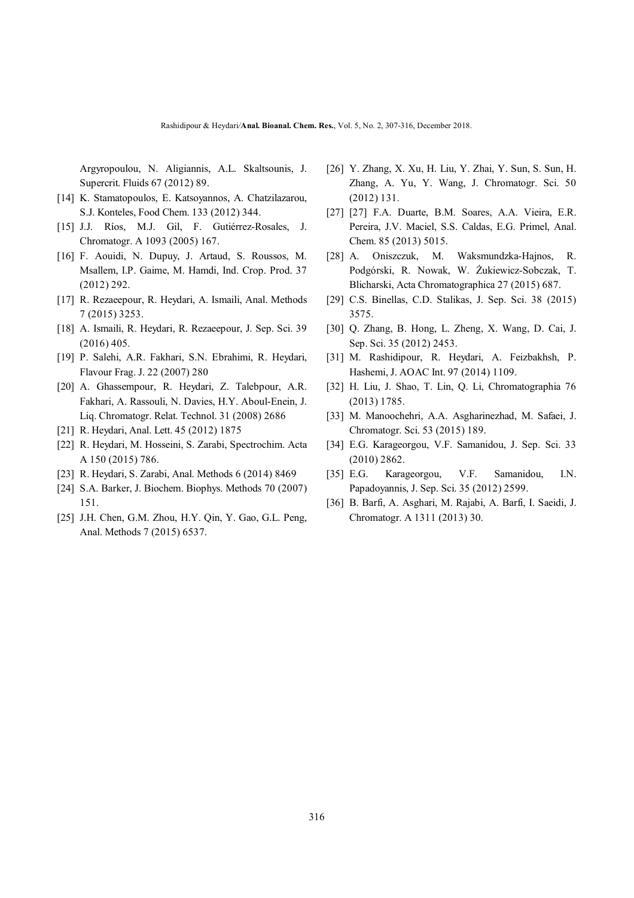Argyropoulou, N. Aligiannis, A.L. Skaltsounis, J. Supercrit. Fluids 67 (2012) 89.

[14] K. Stamatopoulos, E. Katsoyannos, A. Chatzilazarou, S.J. Konteles, Food Chem. 133 (2012) 344.

[15] J.J. Ríos, M.J. Gil, F. Gutiérrez-Rosales, J. Chromatogr. A 1093 (2005) 167.

[16] F. Aouidi, N. Dupuy, J. Artaud, S. Roussos, M. Msallem, I.P. Gaime, M. Hamdi, Ind. Crop. Prod. 37 (2012) 292.

[17] R. Rezaeepour, R. Heydari, A. Ismaili, Anal. Methods 7 (2015) 3253.

[18] A. Ismaili, R. Heydari, R. Rezaeepour, J. Sep. Sci. 39 (2016) 405.

[19] P. Salehi, A.R. Fakhari, S.N. Ebrahimi, R. Heydari, Flavour Frag. J. 22 (2007) 280

[20] A. Ghassempour, R. Heydari, Z. Talebpour, A.R. Fakhari, A. Rassouli, N. Davies, H.Y. Aboul-Enein, J. Liq. Chromatogr. Relat. Technol. 31 (2008) 2686

[21] R. Heydari, Anal. Lett. 45 (2012) 1875

[22] R. Heydari, M. Hosseini, S. Zarabi, Spectrochim. Acta A 150 (2015) 786.

[23] R. Heydari, S. Zarabi, Anal. Methods 6 (2014) 8469

[24] S.A. Barker, J. Biochem. Biophys. Methods 70 (2007) 151.

[25] J.H. Chen, G.M. Zhou, H.Y. Qin, Y. Gao, G.L. Peng, Anal. Methods 7 (2015) 6537.

[26] Y. Zhang, X. Xu, H. Liu, Y. Zhai, Y. Sun, S. Sun, H. Zhang, A. Yu, Y. Wang, J. Chromatogr. Sci. 50 (2012) 131.

[27] [27] F.A. Duarte, B.M. Soares, A.A. Vieira, E.R. Pereira, J.V. Maciel, S.S. Caldas, E.G. Primel, Anal. Chem. 85 (2013) 5015.

[28] A. Oniszczuk, M. Waksmundzka-Hajnos, R. Podgórski, R. Nowak, W. Żukiewicz-Sobczak, T. Blicharski, Acta Chromatographica 27 (2015) 687.

[29] C.S. Binellas, C.D. Stalikas, J. Sep. Sci. 38 (2015) 3575.

[30] Q. Zhang, B. Hong, L. Zheng, X. Wang, D. Cai, J. Sep. Sci. 35 (2012) 2453.

[31] M. Rashidipour, R. Heydari, A. Feizbakhsh, P. Hashemi, J. AOAC Int. 97 (2014) 1109.

[32] H. Liu, J. Shao, T. Lin, Q. Li, Chromatographia 76 (2013) 1785.

[33] M. Manoochehri, A.A. Asgharinezhad, M. Safaei, J. Chromatogr. Sci. 53 (2015) 189.

[34] E.G. Karageorgou, V.F. Samanidou, J. Sep. Sci. 33 (2010) 2862.

[35] E.G. Karageorgou, V.F. Samanidou, I.N. Papadoyannis, J. Sep. Sci. 35 (2012) 2599.

[36] B. Barfi, A. Asghari, M. Rajabi, A. Barfi, I. Saeidi, J. Chromatogr. A 1311 (2013) 30.